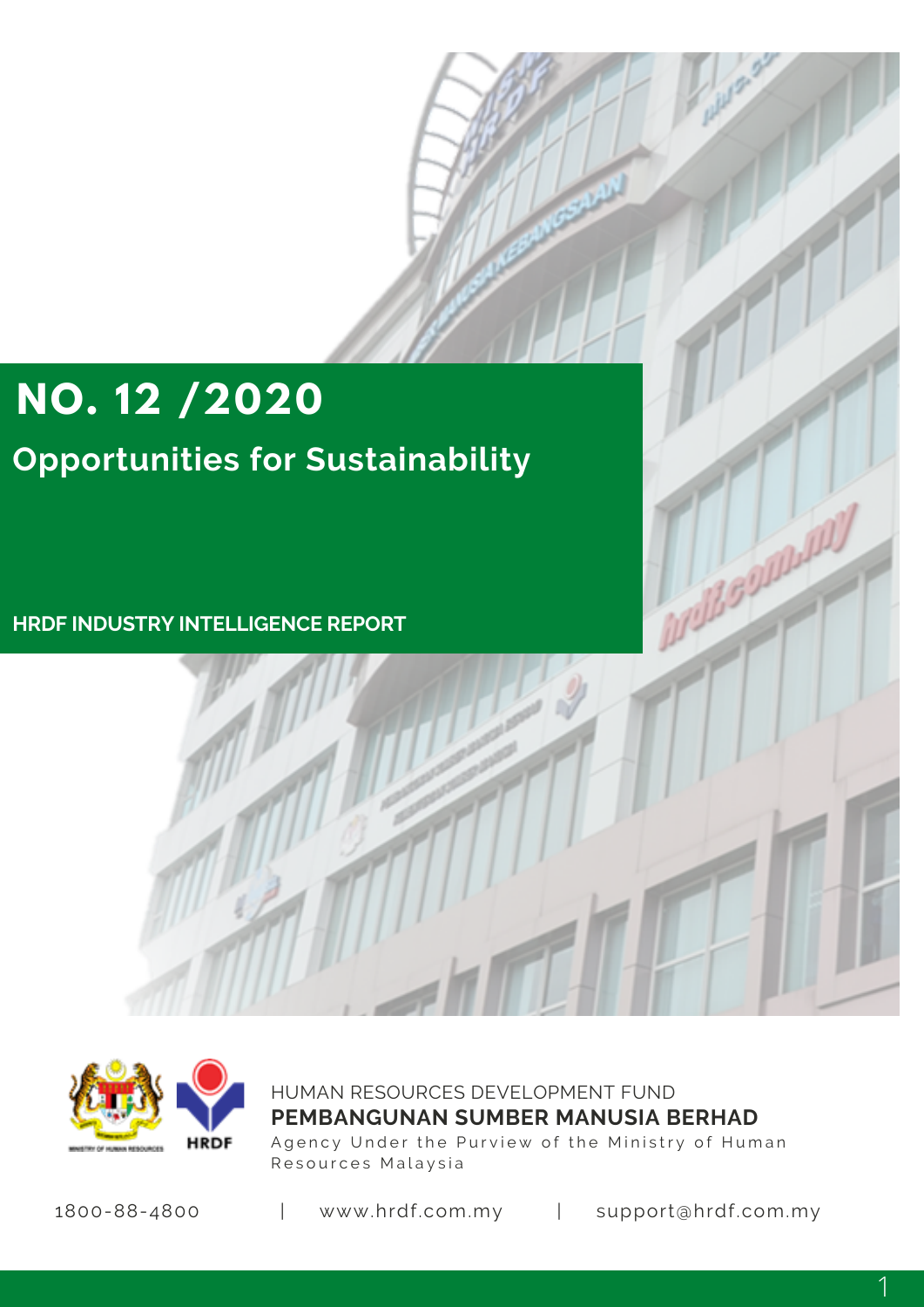# NO. 12 /2020

## Opportunities for Sustainability

**HRDF INDUSTRY INTELLIGENCE REPORT**

HUMAN RESOURCES DEVELOPMENT FUND

**PEMBANGUNAN SUMBER MANUSIA BERHAD**

Agency Under the Purview of the Ministry of Human Resources Malaysia

1800-88-4800 | www.hrdf.com.my | support@hrdf.com.my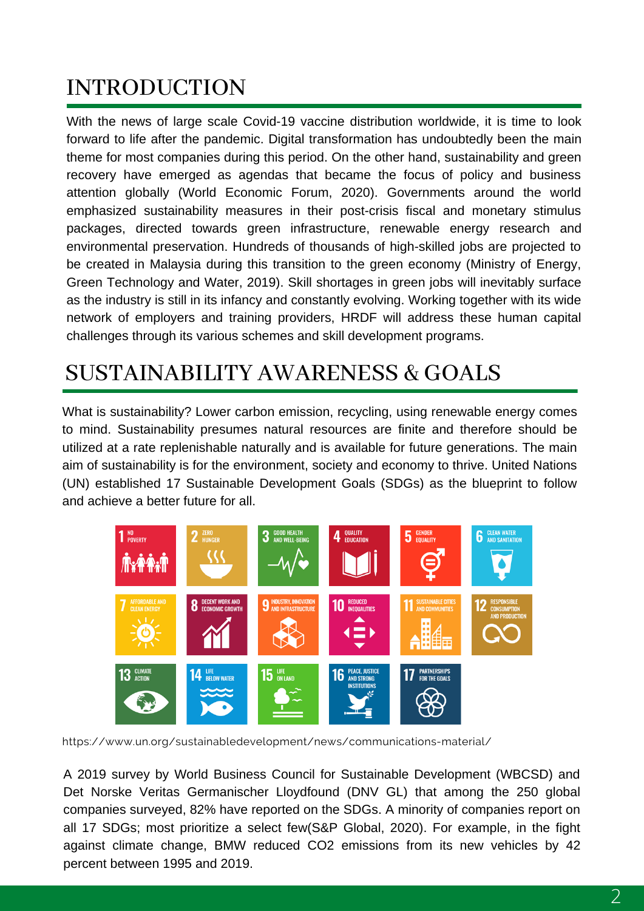# INTRODUCTION

With the news of large scale Covid-19 vaccine distribution worldwide, it is time to look forward to life after the pandemic. Digital transformation has undoubtedly been the main theme for most companies during this period. On the other hand, sustainability and green recovery have emerged as agendas that became the focus of policy and business attention globally (World Economic Forum, 2020). Governments around the world emphasized sustainability measures in their post-crisis fiscal and monetary stimulus packages, directed towards green infrastructure, renewable energy research and environmental preservation. Hundreds of thousands of high-skilled jobs are projected to be created in Malaysia during this transition to the green economy (Ministry of Energy, Green Technology and Water, 2019). Skill shortages in green jobs will inevitably surface as the industry is still in its infancy and constantly evolving. Working together with its wide network of employers and training providers, HRDF will address these human capital challenges through its various schemes and skill development programs.

# SUSTAINABILITY AWARENESS & GOALS

What is sustainability? Lower carbon emission, recycling, using renewable energy comes to mind. Sustainability presumes natural resources are finite and therefore should be utilized at a rate replenishable naturally and is available for future generations. The main aim of sustainability is for the environment, society and economy to thrive. United Nations (UN) established 17 Sustainable Development Goals (SDGs) as the blueprint to follow and achieve a better future for all.

1 NO POVERTY | 2 ZERO HUNGER | 3 GOOD HEALTH AND WELL-BEING | 4 QUALITY EDUCATION | 5 GENDER EQUALITY | 6 CLEAN WATER AND SANITATION | 7 AFFORDABLE AND CLEAN ENERGY | 8 DECENT WORK AND ECONOMIC GROWTH | 9 INDUSTRY, INNOVATION AND INFRASTRUCTURE | 10 REDUCED INEQUALITIES | 11 SUSTAINABLE CITIES AND COMMUNITIES | 12 RESPONSIBLE CONSUMPTION AND PRODUCTION | 13 CLIMATE ACTION | 14 LIFE BELOW WATER | 15 LIFE ON LAND | 16 PEACE, JUSTICE AND STRONG INSTITUTIONS | 17 PARTNERSHIPS FOR THE GOALS

https://www.un.org/sustainabledevelopment/news/communications-material/

A 2019 survey by World Business Council for Sustainable Development (WBCSD) and Det Norske Veritas Germanischer Lloydfound (DNV GL) that among the 250 global companies surveyed, 82% have reported on the SDGs. A minority of companies report on all 17 SDGs; most prioritize a select few(S&P Global, 2020). For example, in the fight against climate change, BMW reduced $CO_2$ emissions from its new vehicles by 42 percent between 1995 and 2019.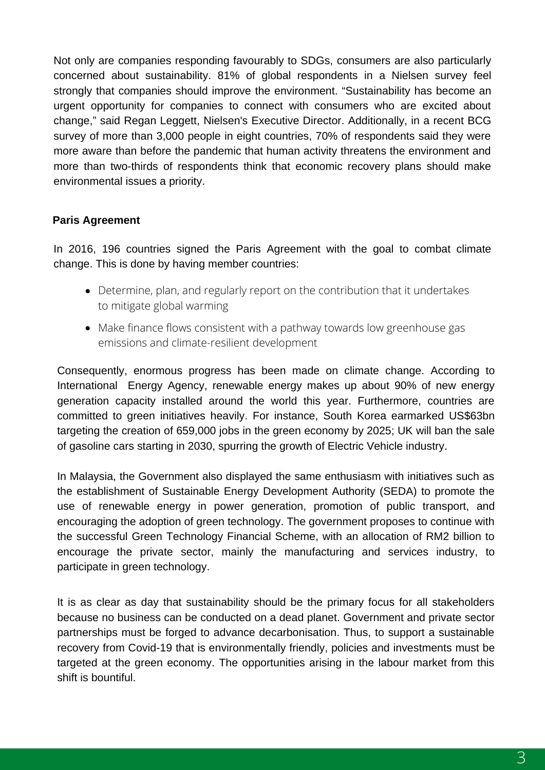Not only are companies responding favourably to SDGs, consumers are also particularly concerned about sustainability. 81% of global respondents in a Nielsen survey feel strongly that companies should improve the environment. “Sustainability has become an urgent opportunity for companies to connect with consumers who are excited about change,” said Regan Leggett, Nielsen's Executive Director. Additionally, in a recent BCG survey of more than 3,000 people in eight countries, 70% of respondents said they were more aware than before the pandemic that human activity threatens the environment and more than two-thirds of respondents think that economic recovery plans should make environmental issues a priority.

**Paris Agreement**

In 2016, 196 countries signed the Paris Agreement with the goal to combat climate change. This is done by having member countries:

- Determine, plan, and regularly report on the contribution that it undertakes to mitigate global warming
- Make finance flows consistent with a pathway towards low greenhouse gas emissions and climate-resilient development

Consequently, enormous progress has been made on climate change. According to International Energy Agency, renewable energy makes up about 90% of new energy generation capacity installed around the world this year. Furthermore, countries are committed to green initiatives heavily. For instance, South Korea earmarked US$63bn targeting the creation of 659,000 jobs in the green economy by 2025; UK will ban the sale of gasoline cars starting in 2030, spurring the growth of Electric Vehicle industry.

In Malaysia, the Government also displayed the same enthusiasm with initiatives such as the establishment of Sustainable Energy Development Authority (SEDA) to promote the use of renewable energy in power generation, promotion of public transport, and encouraging the adoption of green technology. The government proposes to continue with the successful Green Technology Financial Scheme, with an allocation of RM2 billion to encourage the private sector, mainly the manufacturing and services industry, to participate in green technology.

It is as clear as day that sustainability should be the primary focus for all stakeholders because no business can be conducted on a dead planet. Government and private sector partnerships must be forged to advance decarbonisation. Thus, to support a sustainable recovery from Covid-19 that is environmentally friendly, policies and investments must be targeted at the green economy. The opportunities arising in the labour market from this shift is bountiful.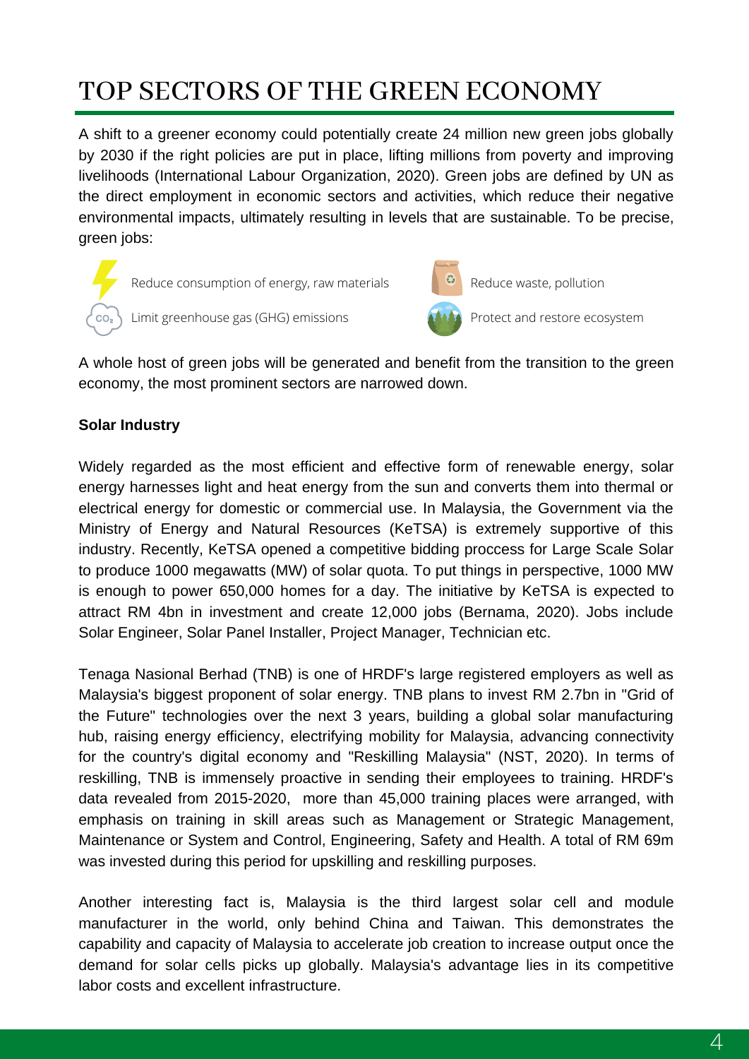# TOP SECTORS OF THE GREEN ECONOMY

A shift to a greener economy could potentially create 24 million new green jobs globally by 2030 if the right policies are put in place, lifting millions from poverty and improving livelihoods (International Labour Organization, 2020). Green jobs are defined by UN as the direct employment in economic sectors and activities, which reduce their negative environmental impacts, ultimately resulting in levels that are sustainable. To be precise, green jobs:

- Reduce consumption of energy, raw materials
- Reduce waste, pollution
- Limit greenhouse gas (GHG) emissions
- Protect and restore ecosystem

A whole host of green jobs will be generated and benefit from the transition to the green economy, the most prominent sectors are narrowed down.

**Solar Industry**

Widely regarded as the most efficient and effective form of renewable energy, solar energy harnesses light and heat energy from the sun and converts them into thermal or electrical energy for domestic or commercial use. In Malaysia, the Government via the Ministry of Energy and Natural Resources (KeTSA) is extremely supportive of this industry. Recently, KeTSA opened a competitive bidding proccess for Large Scale Solar to produce 1000 megawatts (MW) of solar quota. To put things in perspective, 1000 MW is enough to power 650,000 homes for a day. The initiative by KeTSA is expected to attract RM 4bn in investment and create 12,000 jobs (Bernama, 2020). Jobs include Solar Engineer, Solar Panel Installer, Project Manager, Technician etc.

Tenaga Nasional Berhad (TNB) is one of HRDF's large registered employers as well as Malaysia's biggest proponent of solar energy. TNB plans to invest RM 2.7bn in "Grid of the Future" technologies over the next 3 years, building a global solar manufacturing hub, raising energy efficiency, electrifying mobility for Malaysia, advancing connectivity for the country's digital economy and "Reskilling Malaysia" (NST, 2020). In terms of reskilling, TNB is immensely proactive in sending their employees to training. HRDF's data revealed from 2015-2020, more than 45,000 training places were arranged, with emphasis on training in skill areas such as Management or Strategic Management, Maintenance or System and Control, Engineering, Safety and Health. A total of RM 69m was invested during this period for upskilling and reskilling purposes.

Another interesting fact is, Malaysia is the third largest solar cell and module manufacturer in the world, only behind China and Taiwan. This demonstrates the capability and capacity of Malaysia to accelerate job creation to increase output once the demand for solar cells picks up globally. Malaysia's advantage lies in its competitive labor costs and excellent infrastructure.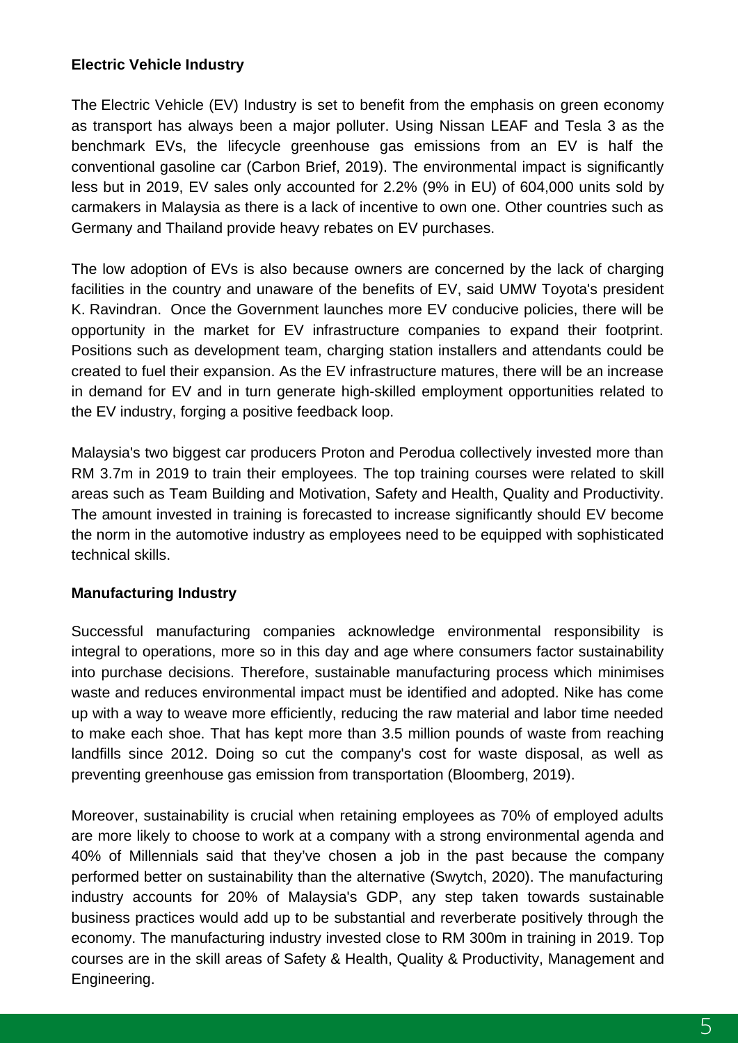**Electric Vehicle Industry**

The Electric Vehicle (EV) Industry is set to benefit from the emphasis on green economy as transport has always been a major polluter. Using Nissan LEAF and Tesla 3 as the benchmark EVs, the lifecycle greenhouse gas emissions from an EV is half the conventional gasoline car (Carbon Brief, 2019). The environmental impact is significantly less but in 2019, EV sales only accounted for 2.2% (9% in EU) of 604,000 units sold by carmakers in Malaysia as there is a lack of incentive to own one. Other countries such as Germany and Thailand provide heavy rebates on EV purchases.

The low adoption of EVs is also because owners are concerned by the lack of charging facilities in the country and unaware of the benefits of EV, said UMW Toyota's president K. Ravindran. Once the Government launches more EV conducive policies, there will be opportunity in the market for EV infrastructure companies to expand their footprint. Positions such as development team, charging station installers and attendants could be created to fuel their expansion. As the EV infrastructure matures, there will be an increase in demand for EV and in turn generate high-skilled employment opportunities related to the EV industry, forging a positive feedback loop.

Malaysia's two biggest car producers Proton and Perodua collectively invested more than RM 3.7m in 2019 to train their employees. The top training courses were related to skill areas such as Team Building and Motivation, Safety and Health, Quality and Productivity. The amount invested in training is forecasted to increase significantly should EV become the norm in the automotive industry as employees need to be equipped with sophisticated technical skills.

**Manufacturing Industry**

Successful manufacturing companies acknowledge environmental responsibility is integral to operations, more so in this day and age where consumers factor sustainability into purchase decisions. Therefore, sustainable manufacturing process which minimises waste and reduces environmental impact must be identified and adopted. Nike has come up with a way to weave more efficiently, reducing the raw material and labor time needed to make each shoe. That has kept more than 3.5 million pounds of waste from reaching landfills since 2012. Doing so cut the company's cost for waste disposal, as well as preventing greenhouse gas emission from transportation (Bloomberg, 2019).

Moreover, sustainability is crucial when retaining employees as 70% of employed adults are more likely to choose to work at a company with a strong environmental agenda and 40% of Millennials said that they've chosen a job in the past because the company performed better on sustainability than the alternative (Swytch, 2020). The manufacturing industry accounts for 20% of Malaysia's GDP, any step taken towards sustainable business practices would add up to be substantial and reverberate positively through the economy. The manufacturing industry invested close to RM 300m in training in 2019. Top courses are in the skill areas of Safety & Health, Quality & Productivity, Management and Engineering.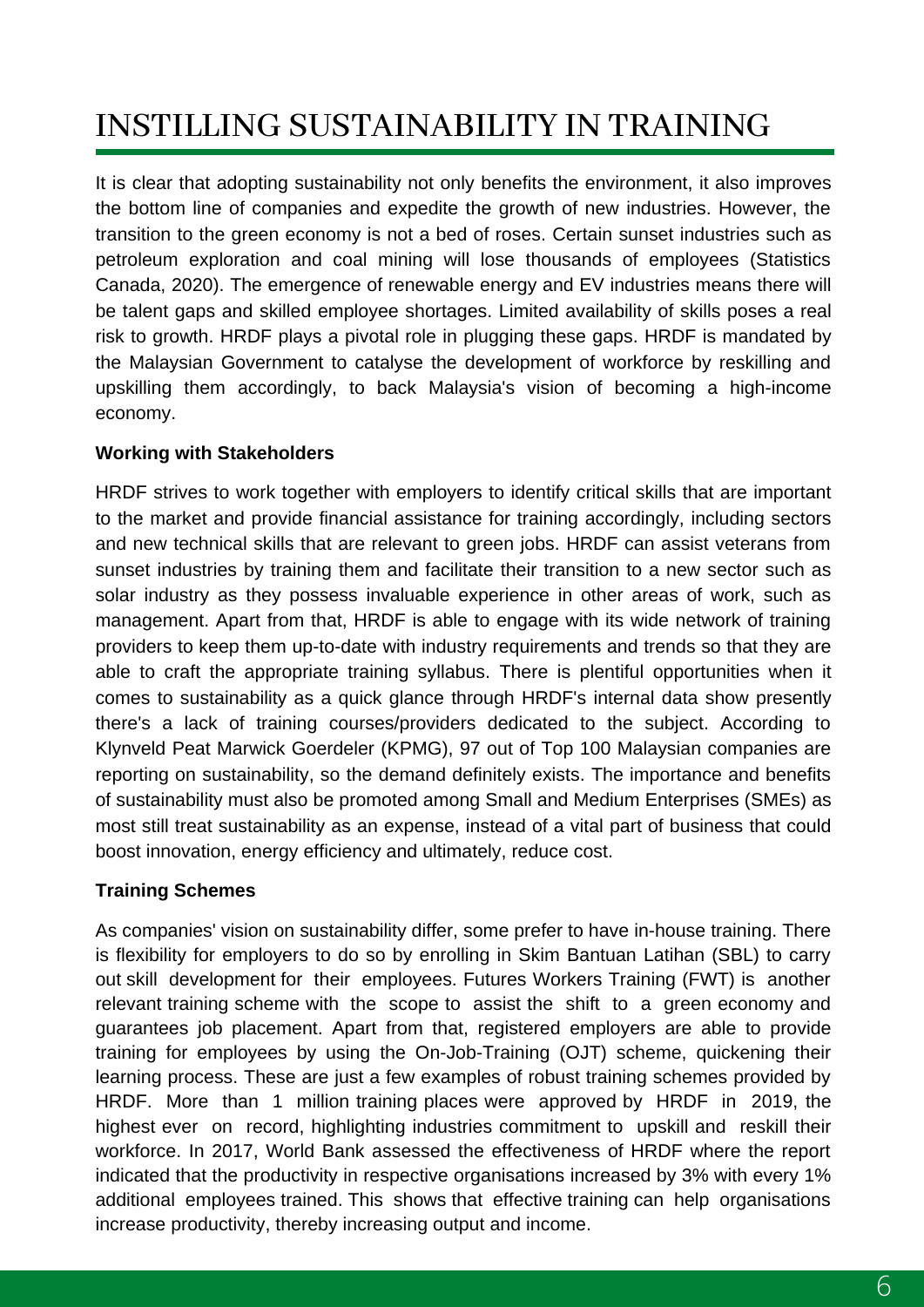# INSTILLING SUSTAINABILITY IN TRAINING

It is clear that adopting sustainability not only benefits the environment, it also improves the bottom line of companies and expedite the growth of new industries. However, the transition to the green economy is not a bed of roses. Certain sunset industries such as petroleum exploration and coal mining will lose thousands of employees (Statistics Canada, 2020). The emergence of renewable energy and EV industries means there will be talent gaps and skilled employee shortages. Limited availability of skills poses a real risk to growth. HRDF plays a pivotal role in plugging these gaps. HRDF is mandated by the Malaysian Government to catalyse the development of workforce by reskilling and upskilling them accordingly, to back Malaysia's vision of becoming a high-income economy.

**Working with Stakeholders**

HRDF strives to work together with employers to identify critical skills that are important to the market and provide financial assistance for training accordingly, including sectors and new technical skills that are relevant to green jobs. HRDF can assist veterans from sunset industries by training them and facilitate their transition to a new sector such as solar industry as they possess invaluable experience in other areas of work, such as management. Apart from that, HRDF is able to engage with its wide network of training providers to keep them up-to-date with industry requirements and trends so that they are able to craft the appropriate training syllabus. There is plentiful opportunities when it comes to sustainability as a quick glance through HRDF's internal data show presently there's a lack of training courses/providers dedicated to the subject. According to Klynveld Peat Marwick Goerdeler (KPMG), 97 out of Top 100 Malaysian companies are reporting on sustainability, so the demand definitely exists. The importance and benefits of sustainability must also be promoted among Small and Medium Enterprises (SMEs) as most still treat sustainability as an expense, instead of a vital part of business that could boost innovation, energy efficiency and ultimately, reduce cost.

**Training Schemes**

As companies' vision on sustainability differ, some prefer to have in-house training. There is flexibility for employers to do so by enrolling in Skim Bantuan Latihan (SBL) to carry out skill development for their employees. Futures Workers Training (FWT) is another relevant training scheme with the scope to assist the shift to a green economy and guarantees job placement. Apart from that, registered employers are able to provide training for employees by using the On-Job-Training (OJT) scheme, quickening their learning process. These are just a few examples of robust training schemes provided by HRDF. More than 1 million training places were approved by HRDF in 2019, the highest ever on record, highlighting industries commitment to upskill and reskill their workforce. In 2017, World Bank assessed the effectiveness of HRDF where the report indicated that the productivity in respective organisations increased by 3% with every 1% additional employees trained. This shows that effective training can help organisations increase productivity, thereby increasing output and income.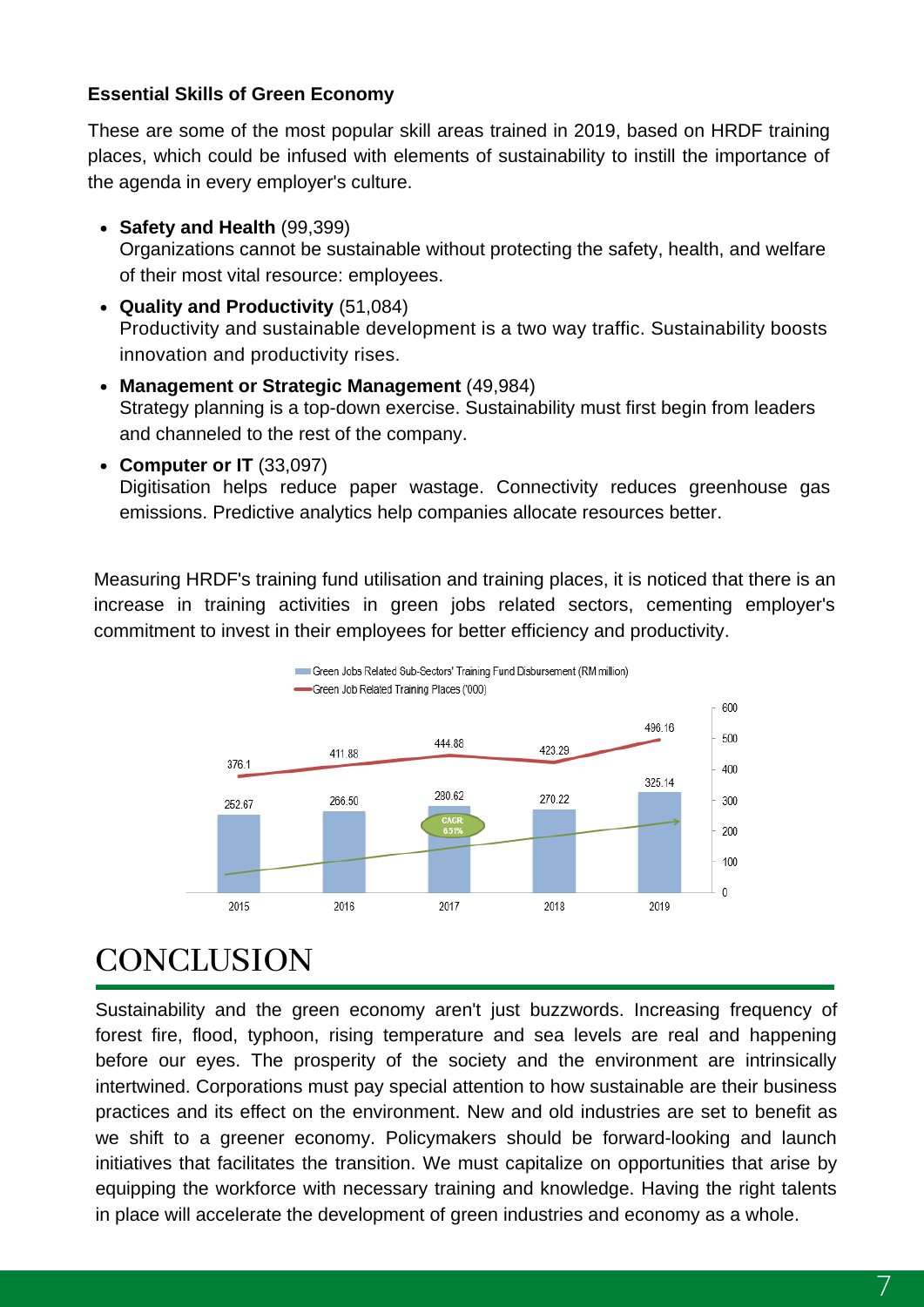### Essential Skills of Green Economy

These are some of the most popular skill areas trained in 2019, based on HRDF training places, which could be infused with elements of sustainability to instill the importance of the agenda in every employer's culture.

- **Safety and Health** (99,399)
  Organizations cannot be sustainable without protecting the safety, health, and welfare of their most vital resource: employees.
- **Quality and Productivity** (51,084)
  Productivity and sustainable development is a two way traffic. Sustainability boosts innovation and productivity rises.
- **Management or Strategic Management** (49,984)
  Strategy planning is a top-down exercise. Sustainability must first begin from leaders and channeled to the rest of the company.
- **Computer or IT** (33,097)
  Digitisation helps reduce paper wastage. Connectivity reduces greenhouse gas emissions. Predictive analytics help companies allocate resources better.

Measuring HRDF's training fund utilisation and training places, it is noticed that there is an increase in training activities in green jobs related sectors, cementing employer's commitment to invest in their employees for better efficiency and productivity.

Green Jobs Related Sub-Sectors' Training Fund Disbursement (RM million)
Green Job Related Training Places ('000)

376.1
411.88
444.88
423.29
496.16

252.67
266.50
230.62
270.22
325.14

CAGR 6.51%

2015
2016
2017
2018
2019

0
100
200
300
400
500
600

# CONCLUSION

Sustainability and the green economy aren't just buzzwords. Increasing frequency of forest fire, flood, typhoon, rising temperature and sea levels are real and happening before our eyes. The prosperity of the society and the environment are intrinsically intertwined. Corporations must pay special attention to how sustainable are their business practices and its effect on the environment. New and old industries are set to benefit as we shift to a greener economy. Policymakers should be forward-looking and launch initiatives that facilitates the transition. We must capitalize on opportunities that arise by equipping the workforce with necessary training and knowledge. Having the right talents in place will accelerate the development of green industries and economy as a whole.